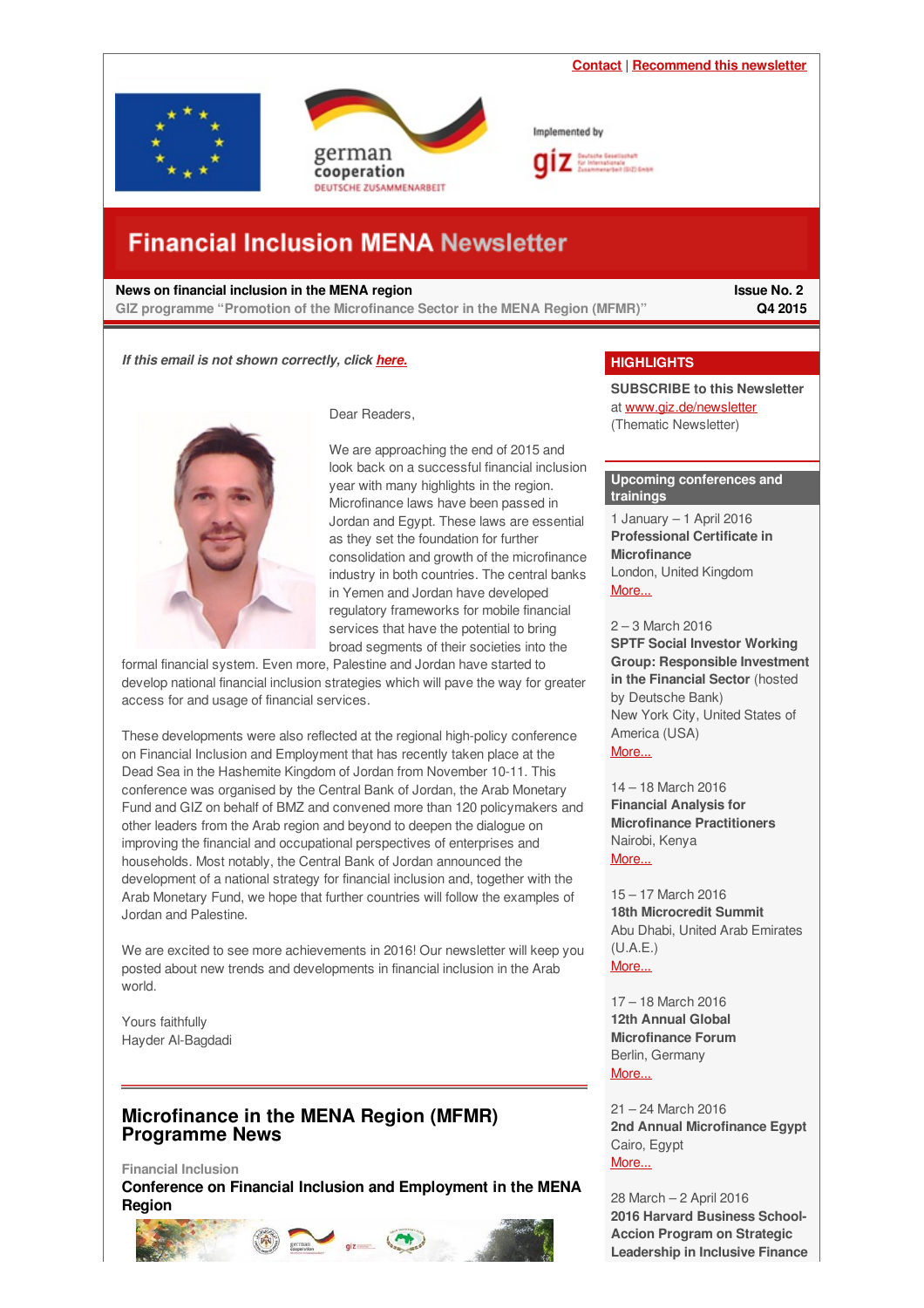Contact | Recommend this newsletter

Implemented by

# Financial Inclusion MENA Newsletter

**News on financial inclusion in the MENA region**
GIZ programme "Promotion of the Microfinance Sector in the MENA Region (MFMR)"

**Issue No. 2**
**Q4 2015**

***If this email is not shown correctly, click here.***

Dear Readers,

We are approaching the end of 2015 and look back on a successful financial inclusion year with many highlights in the region. Microfinance laws have been passed in Jordan and Egypt. These laws are essential as they set the foundation for further consolidation and growth of the microfinance industry in both countries. The central banks in Yemen and Jordan have developed regulatory frameworks for mobile financial services that have the potential to bring broad segments of their societies into the formal financial system. Even more, Palestine and Jordan have started to develop national financial inclusion strategies which will pave the way for greater access for and usage of financial services.

These developments were also reflected at the regional high-policy conference on Financial Inclusion and Employment that has recently taken place at the Dead Sea in the Hashemite Kingdom of Jordan from November 10-11. This conference was organised by the Central Bank of Jordan, the Arab Monetary Fund and GIZ on behalf of BMZ and convened more than 120 policymakers and other leaders from the Arab region and beyond to deepen the dialogue on improving the financial and occupational perspectives of enterprises and households. Most notably, the Central Bank of Jordan announced the development of a national strategy for financial inclusion and, together with the Arab Monetary Fund, we hope that further countries will follow the examples of Jordan and Palestine.

We are excited to see more achievements in 2016! Our newsletter will keep you posted about new trends and developments in financial inclusion in the Arab world.

Yours faithfully
Hayder Al-Bagdadi

## Microfinance in the MENA Region (MFMR) Programme News

Financial Inclusion

### Conference on Financial Inclusion and Employment in the MENA Region

## HIGHLIGHTS

**SUBSCRIBE to this Newsletter**
at www.giz.de/newsletter
(Thematic Newsletter)

### Upcoming conferences and trainings

1 January – 1 April 2016
**Professional Certificate in Microfinance**
London, United Kingdom
More...

2 – 3 March 2016
**SPTF Social Investor Working Group: Responsible Investment in the Financial Sector** (hosted by Deutsche Bank)
New York City, United States of America (USA)
More...

14 – 18 March 2016
**Financial Analysis for Microfinance Practitioners**
Nairobi, Kenya
More...

15 – 17 March 2016
**18th Microcredit Summit**
Abu Dhabi, United Arab Emirates (U.A.E.)
More...

17 – 18 March 2016
**12th Annual Global Microfinance Forum**
Berlin, Germany
More...

21 – 24 March 2016
**2nd Annual Microfinance Egypt**
Cairo, Egypt
More...

28 March – 2 April 2016
**2016 Harvard Business School-Accion Program on Strategic Leadership in Inclusive Finance**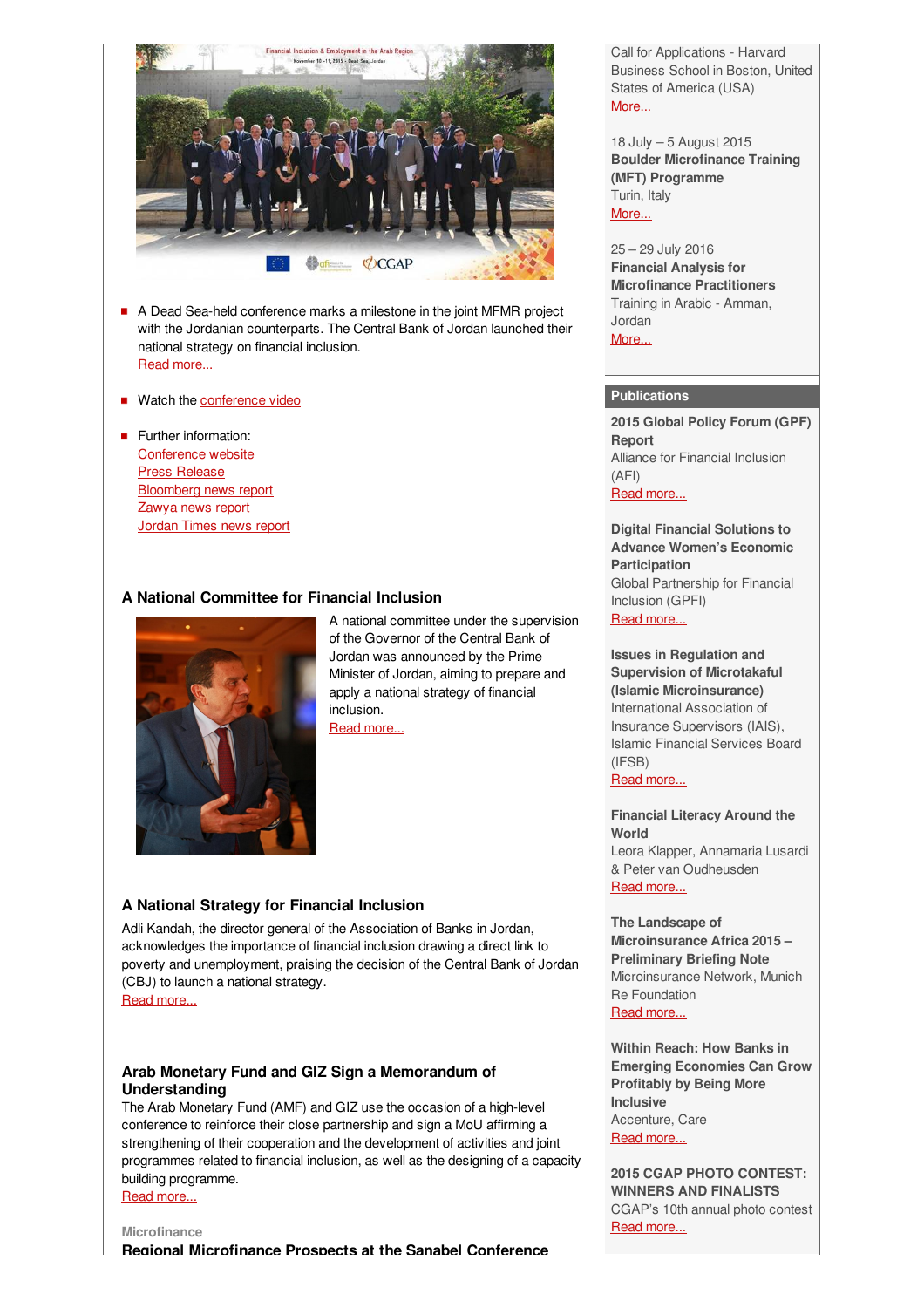- A Dead Sea-held conference marks a milestone in the joint MFMR project with the Jordanian counterparts. The Central Bank of Jordan launched their national strategy on financial inclusion.
  Read more...

- Watch the conference video

- Further information:
  Conference website
  Press Release
  Bloomberg news report
  Zawya news report
  Jordan Times news report

### A National Committee for Financial Inclusion

A national committee under the supervision of the Governor of the Central Bank of Jordan was announced by the Prime Minister of Jordan, aiming to prepare and apply a national strategy of financial inclusion.
Read more...

### A National Strategy for Financial Inclusion

Adli Kandah, the director general of the Association of Banks in Jordan, acknowledges the importance of financial inclusion drawing a direct link to poverty and unemployment, praising the decision of the Central Bank of Jordan (CBJ) to launch a national strategy.
Read more...

### Arab Monetary Fund and GIZ Sign a Memorandum of Understanding

The Arab Monetary Fund (AMF) and GIZ use the occasion of a high-level conference to reinforce their close partnership and sign a MoU affirming a strengthening of their cooperation and the development of activities and joint programmes related to financial inclusion, as well as the designing of a capacity building programme.
Read more...

Microfinance

### Regional Microfinance Prospects at the Sanabel Conference

---

Call for Applications - Harvard Business School in Boston, United States of America (USA)
More...

18 July – 5 August 2015
**Boulder Microfinance Training (MFT) Programme**
Turin, Italy
More...

25 – 29 July 2016
**Financial Analysis for Microfinance Practitioners**
Training in Arabic - Amman, Jordan
More...

## Publications

**2015 Global Policy Forum (GPF) Report**
Alliance for Financial Inclusion (AFI)
Read more...

**Digital Financial Solutions to Advance Women's Economic Participation**
Global Partnership for Financial Inclusion (GPFI)
Read more...

**Issues in Regulation and Supervision of Microtakaful (Islamic Microinsurance)**
International Association of Insurance Supervisors (IAIS), Islamic Financial Services Board (IFSB)
Read more...

**Financial Literacy Around the World**
Leora Klapper, Annamaria Lusardi & Peter van Oudheusden
Read more...

**The Landscape of Microinsurance Africa 2015 – Preliminary Briefing Note**
Microinsurance Network, Munich Re Foundation
Read more...

**Within Reach: How Banks in Emerging Economies Can Grow Profitably by Being More Inclusive**
Accenture, Care
Read more...

**2015 CGAP PHOTO CONTEST: WINNERS AND FINALISTS**
CGAP's 10th annual photo contest
Read more...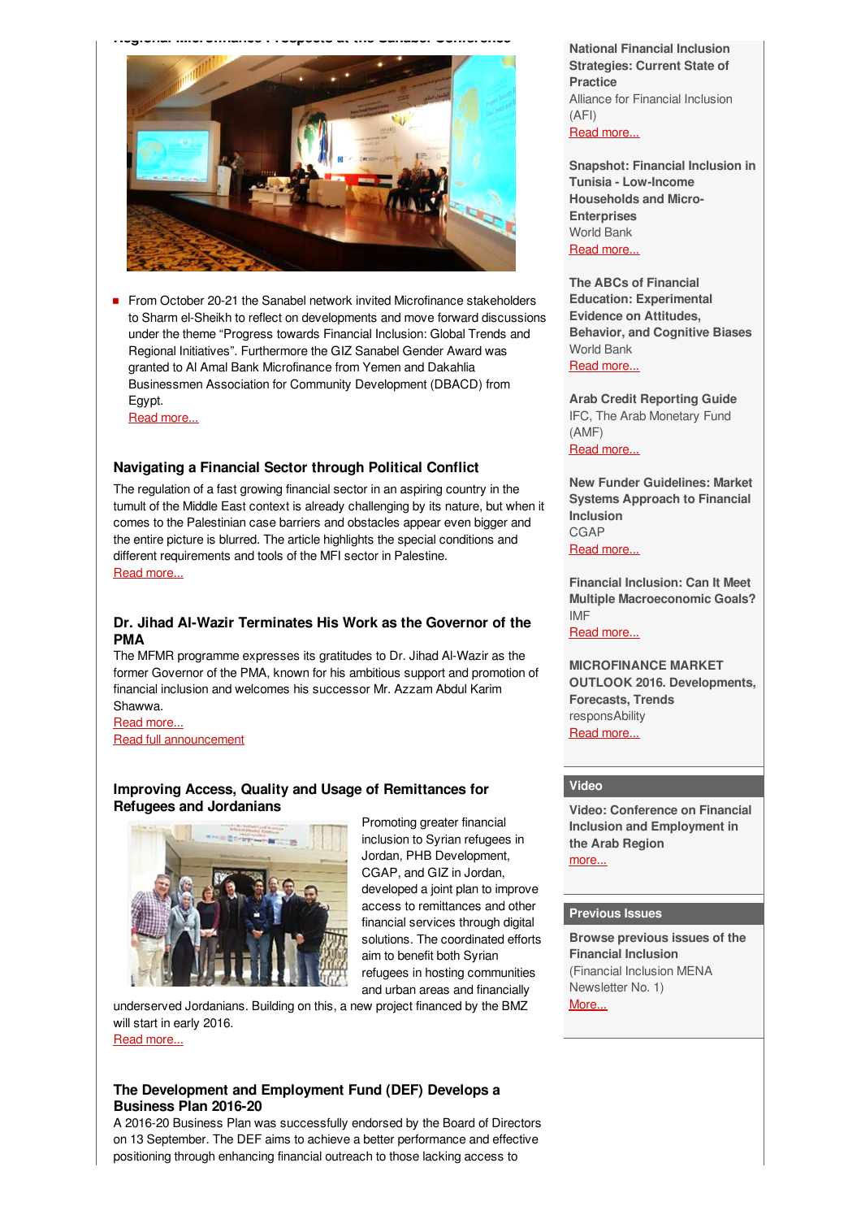- From October 20-21 the Sanabel network invited Microfinance stakeholders to Sharm el-Sheikh to reflect on developments and move forward discussions under the theme "Progress towards Financial Inclusion: Global Trends and Regional Initiatives". Furthermore the GIZ Sanabel Gender Award was granted to Al Amal Bank Microfinance from Yemen and Dakahlia Businessmen Association for Community Development (DBACD) from Egypt.
  Read more...

### Navigating a Financial Sector through Political Conflict

The regulation of a fast growing financial sector in an aspiring country in the tumult of the Middle East context is already challenging by its nature, but when it comes to the Palestinian case barriers and obstacles appear even bigger and the entire picture is blurred. The article highlights the special conditions and different requirements and tools of the MFI sector in Palestine.
Read more...

### Dr. Jihad Al-Wazir Terminates His Work as the Governor of the PMA

The MFMR programme expresses its gratitudes to Dr. Jihad Al-Wazir as the former Governor of the PMA, known for his ambitious support and promotion of financial inclusion and welcomes his successor Mr. Azzam Abdul Karim Shawwa.
Read more...
Read full announcement

### Improving Access, Quality and Usage of Remittances for Refugees and Jordanians

Promoting greater financial inclusion to Syrian refugees in Jordan, PHB Development, CGAP, and GIZ in Jordan, developed a joint plan to improve access to remittances and other financial services through digital solutions. The coordinated efforts aim to benefit both Syrian refugees in hosting communities and urban areas and financially underserved Jordanians. Building on this, a new project financed by the BMZ will start in early 2016.
Read more...

### The Development and Employment Fund (DEF) Develops a Business Plan 2016-20

A 2016-20 Business Plan was successfully endorsed by the Board of Directors on 13 September. The DEF aims to achieve a better performance and effective positioning through enhancing financial outreach to those lacking access to

**National Financial Inclusion Strategies: Current State of Practice**
Alliance for Financial Inclusion (AFI)
Read more...

**Snapshot: Financial Inclusion in Tunisia - Low-Income Households and Micro-Enterprises**
World Bank
Read more...

**The ABCs of Financial Education: Experimental Evidence on Attitudes, Behavior, and Cognitive Biases**
World Bank
Read more...

**Arab Credit Reporting Guide**
IFC, The Arab Monetary Fund (AMF)
Read more...

**New Funder Guidelines: Market Systems Approach to Financial Inclusion**
CGAP
Read more...

**Financial Inclusion: Can It Meet Multiple Macroeconomic Goals?**
IMF
Read more...

**MICROFINANCE MARKET OUTLOOK 2016. Developments, Forecasts, Trends**
responsAbility
Read more...

## Video

**Video: Conference on Financial Inclusion and Employment in the Arab Region**
more...

## Previous Issues

**Browse previous issues of the Financial Inclusion**
(Financial Inclusion MENA Newsletter No. 1)
More...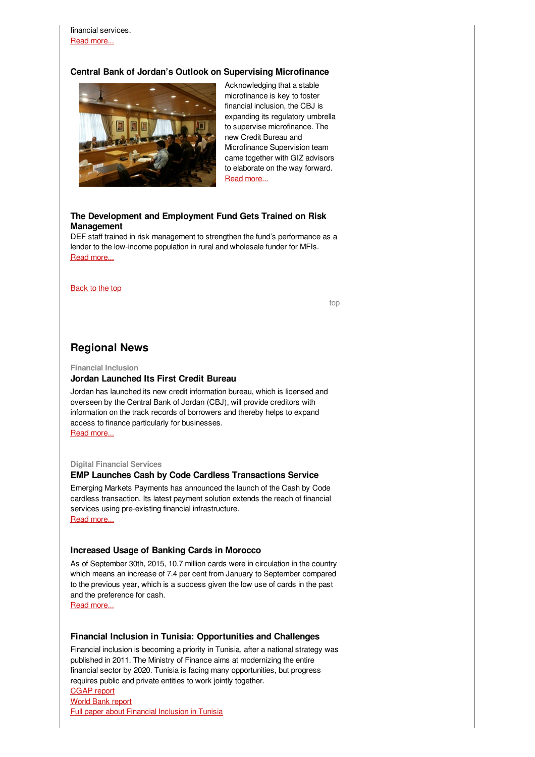financial services.
Read more...

### Central Bank of Jordan's Outlook on Supervising Microfinance

Acknowledging that a stable microfinance is key to foster financial inclusion, the CBJ is expanding its regulatory umbrella to supervise microfinance. The new Credit Bureau and Microfinance Supervision team came together with GIZ advisors to elaborate on the way forward.
Read more...

### The Development and Employment Fund Gets Trained on Risk Management

DEF staff trained in risk management to strengthen the fund's performance as a lender to the low-income population in rural and wholesale funder for MFIs.
Read more...

Back to the top

top

## Regional News

Financial Inclusion

### Jordan Launched Its First Credit Bureau

Jordan has launched its new credit information bureau, which is licensed and overseen by the Central Bank of Jordan (CBJ), will provide creditors with information on the track records of borrowers and thereby helps to expand access to finance particularly for businesses.
Read more...

Digital Financial Services

### EMP Launches Cash by Code Cardless Transactions Service

Emerging Markets Payments has announced the launch of the Cash by Code cardless transaction. Its latest payment solution extends the reach of financial services using pre-existing financial infrastructure.
Read more...

### Increased Usage of Banking Cards in Morocco

As of September 30th, 2015, 10.7 million cards were in circulation in the country which means an increase of 7.4 per cent from January to September compared to the previous year, which is a success given the low use of cards in the past and the preference for cash.
Read more...

### Financial Inclusion in Tunisia: Opportunities and Challenges

Financial inclusion is becoming a priority in Tunisia, after a national strategy was published in 2011. The Ministry of Finance aims at modernizing the entire financial sector by 2020. Tunisia is facing many opportunities, but progress requires public and private entities to work jointly together.
CGAP report
World Bank report
Full paper about Financial Inclusion in Tunisia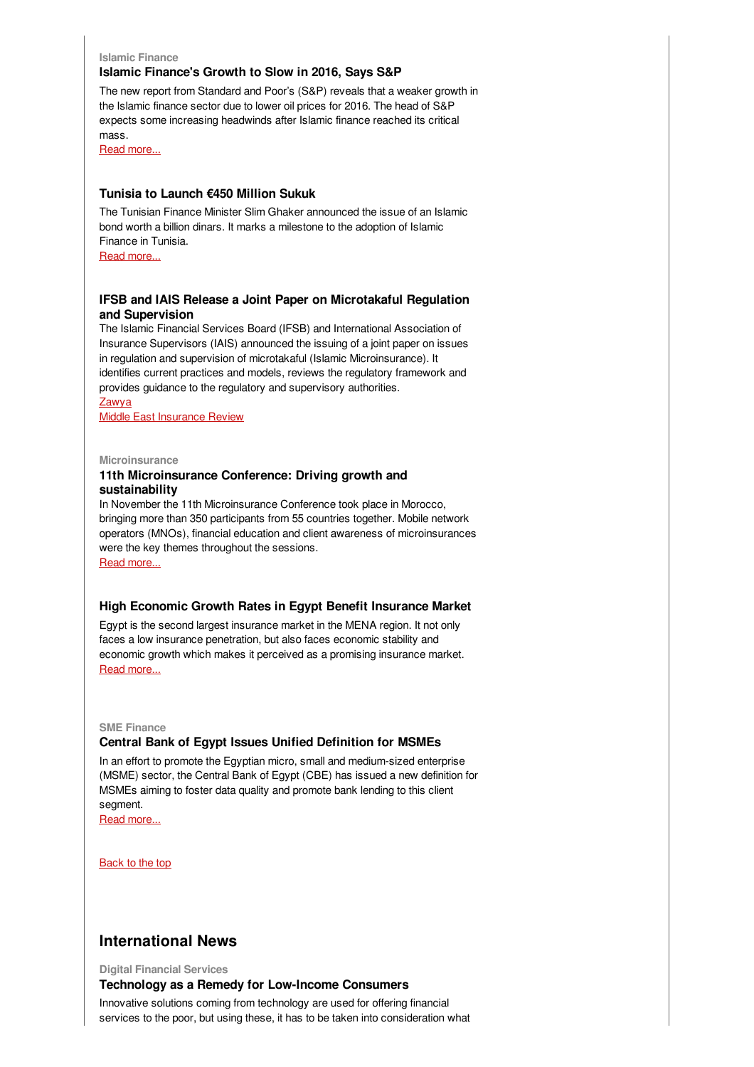Islamic Finance

### Islamic Finance's Growth to Slow in 2016, Says S&P

The new report from Standard and Poor's (S&P) reveals that a weaker growth in the Islamic finance sector due to lower oil prices for 2016. The head of S&P expects some increasing headwinds after Islamic finance reached its critical mass.

Read more...

### Tunisia to Launch €450 Million Sukuk

The Tunisian Finance Minister Slim Ghaker announced the issue of an Islamic bond worth a billion dinars. It marks a milestone to the adoption of Islamic Finance in Tunisia.

Read more...

### IFSB and IAIS Release a Joint Paper on Microtakaful Regulation and Supervision

The Islamic Financial Services Board (IFSB) and International Association of Insurance Supervisors (IAIS) announced the issuing of a joint paper on issues in regulation and supervision of microtakaful (Islamic Microinsurance). It identifies current practices and models, reviews the regulatory framework and provides guidance to the regulatory and supervisory authorities.

Zawya

Middle East Insurance Review

Microinsurance

### 11th Microinsurance Conference: Driving growth and sustainability

In November the 11th Microinsurance Conference took place in Morocco, bringing more than 350 participants from 55 countries together. Mobile network operators (MNOs), financial education and client awareness of microinsurances were the key themes throughout the sessions.

Read more...

### High Economic Growth Rates in Egypt Benefit Insurance Market

Egypt is the second largest insurance market in the MENA region. It not only faces a low insurance penetration, but also faces economic stability and economic growth which makes it perceived as a promising insurance market.

Read more...

SME Finance

### Central Bank of Egypt Issues Unified Definition for MSMEs

In an effort to promote the Egyptian micro, small and medium-sized enterprise (MSME) sector, the Central Bank of Egypt (CBE) has issued a new definition for MSMEs aiming to foster data quality and promote bank lending to this client segment.

Read more...

Back to the top

## International News

Digital Financial Services

### Technology as a Remedy for Low-Income Consumers

Innovative solutions coming from technology are used for offering financial services to the poor, but using these, it has to be taken into consideration what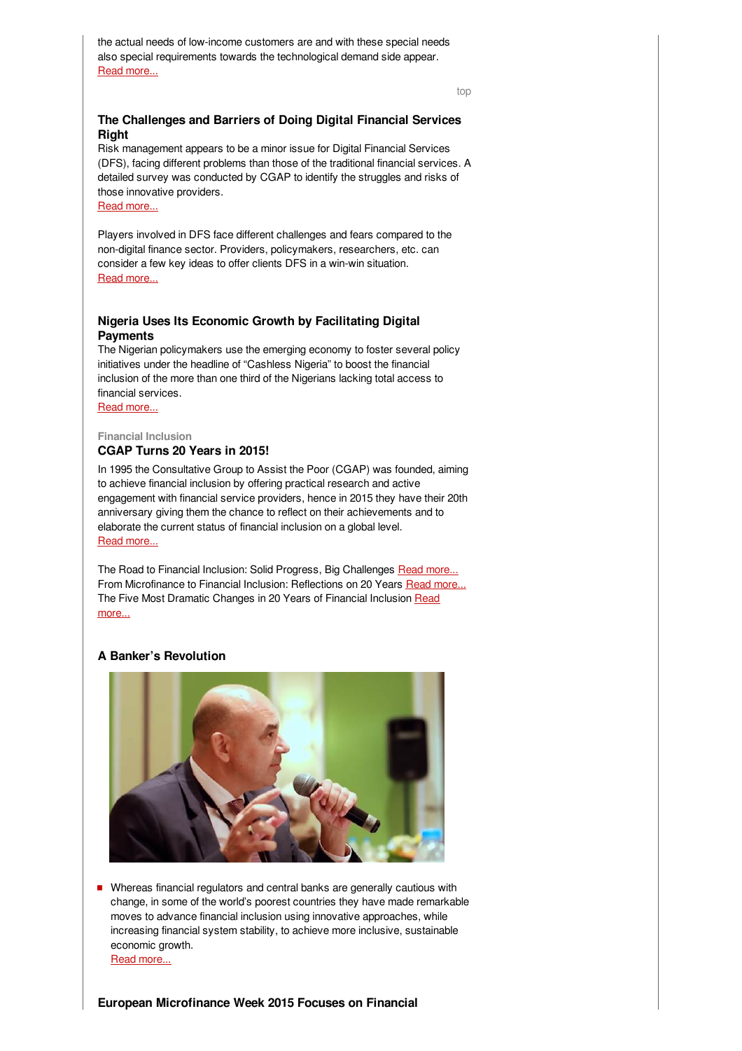the actual needs of low-income customers are and with these special needs also special requirements towards the technological demand side appear.
Read more...

top

### The Challenges and Barriers of Doing Digital Financial Services Right

Risk management appears to be a minor issue for Digital Financial Services (DFS), facing different problems than those of the traditional financial services. A detailed survey was conducted by CGAP to identify the struggles and risks of those innovative providers.
Read more...

Players involved in DFS face different challenges and fears compared to the non-digital finance sector. Providers, policymakers, researchers, etc. can consider a few key ideas to offer clients DFS in a win-win situation.
Read more...

### Nigeria Uses Its Economic Growth by Facilitating Digital Payments

The Nigerian policymakers use the emerging economy to foster several policy initiatives under the headline of “Cashless Nigeria” to boost the financial inclusion of the more than one third of the Nigerians lacking total access to financial services.
Read more...

Financial Inclusion

### CGAP Turns 20 Years in 2015!

In 1995 the Consultative Group to Assist the Poor (CGAP) was founded, aiming to achieve financial inclusion by offering practical research and active engagement with financial service providers, hence in 2015 they have their 20th anniversary giving them the chance to reflect on their achievements and to elaborate the current status of financial inclusion on a global level.
Read more...

The Road to Financial Inclusion: Solid Progress, Big Challenges Read more...
From Microfinance to Financial Inclusion: Reflections on 20 Years Read more...
The Five Most Dramatic Changes in 20 Years of Financial Inclusion Read more...

### A Banker’s Revolution

- Whereas financial regulators and central banks are generally cautious with change, in some of the world’s poorest countries they have made remarkable moves to advance financial inclusion using innovative approaches, while increasing financial system stability, to achieve more inclusive, sustainable economic growth.
  Read more...

### European Microfinance Week 2015 Focuses on Financial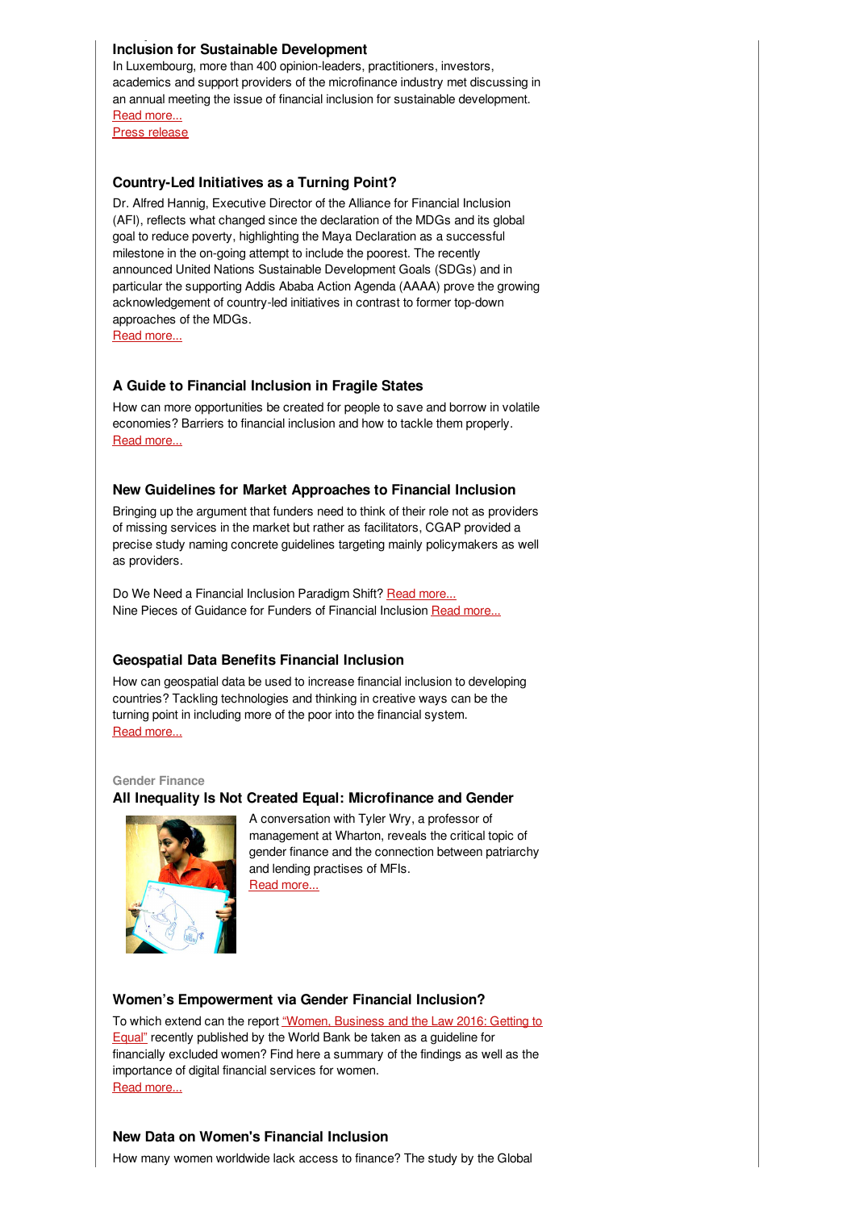### Inclusion for Sustainable Development

In Luxembourg, more than 400 opinion-leaders, practitioners, investors, academics and support providers of the microfinance industry met discussing in an annual meeting the issue of financial inclusion for sustainable development.
Read more...
Press release

### Country-Led Initiatives as a Turning Point?

Dr. Alfred Hannig, Executive Director of the Alliance for Financial Inclusion (AFI), reflects what changed since the declaration of the MDGs and its global goal to reduce poverty, highlighting the Maya Declaration as a successful milestone in the on-going attempt to include the poorest. The recently announced United Nations Sustainable Development Goals (SDGs) and in particular the supporting Addis Ababa Action Agenda (AAAA) prove the growing acknowledgement of country-led initiatives in contrast to former top-down approaches of the MDGs.
Read more...

### A Guide to Financial Inclusion in Fragile States

How can more opportunities be created for people to save and borrow in volatile economies? Barriers to financial inclusion and how to tackle them properly.
Read more...

### New Guidelines for Market Approaches to Financial Inclusion

Bringing up the argument that funders need to think of their role not as providers of missing services in the market but rather as facilitators, CGAP provided a precise study naming concrete guidelines targeting mainly policymakers as well as providers.

Do We Need a Financial Inclusion Paradigm Shift? Read more...
Nine Pieces of Guidance for Funders of Financial Inclusion Read more...

### Geospatial Data Benefits Financial Inclusion

How can geospatial data be used to increase financial inclusion to developing countries? Tackling technologies and thinking in creative ways can be the turning point in including more of the poor into the financial system.
Read more...

Gender Finance

### All Inequality Is Not Created Equal: Microfinance and Gender

A conversation with Tyler Wry, a professor of management at Wharton, reveals the critical topic of gender finance and the connection between patriarchy and lending practises of MFIs.
Read more...

### Women's Empowerment via Gender Financial Inclusion?

To which extend can the report "Women, Business and the Law 2016: Getting to Equal" recently published by the World Bank be taken as a guideline for financially excluded women? Find here a summary of the findings as well as the importance of digital financial services for women.
Read more...

### New Data on Women's Financial Inclusion

How many women worldwide lack access to finance? The study by the Global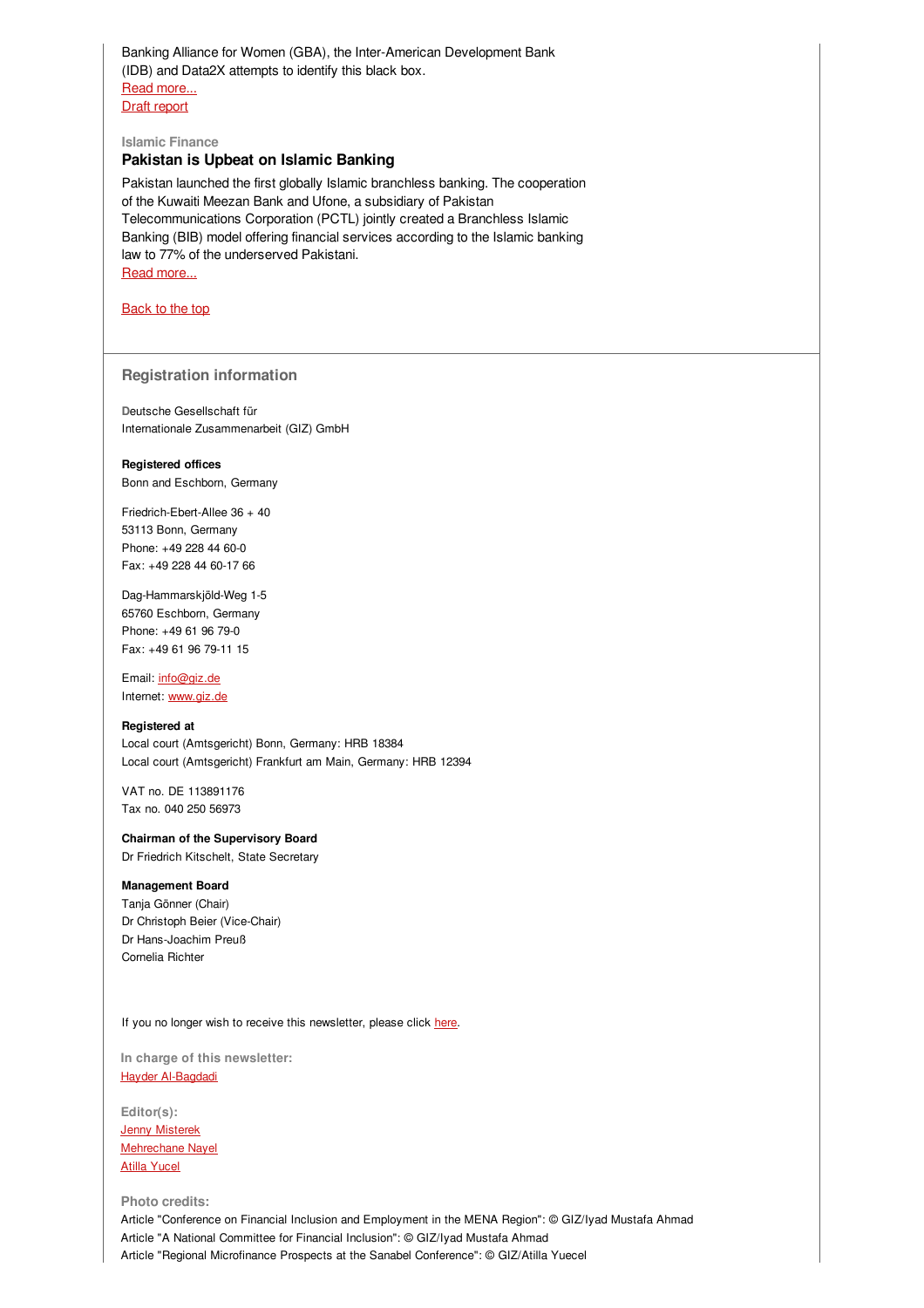Banking Alliance for Women (GBA), the Inter-American Development Bank (IDB) and Data2X attempts to identify this black box.
Read more...
Draft report

Islamic Finance

### Pakistan is Upbeat on Islamic Banking

Pakistan launched the first globally Islamic branchless banking. The cooperation of the Kuwaiti Meezan Bank and Ufone, a subsidiary of Pakistan Telecommunications Corporation (PCTL) jointly created a Branchless Islamic Banking (BIB) model offering financial services according to the Islamic banking law to 77% of the underserved Pakistani.
Read more...

Back to the top

## Registration information

Deutsche Gesellschaft für
Internationale Zusammenarbeit (GIZ) GmbH

**Registered offices**
Bonn and Eschborn, Germany

Friedrich-Ebert-Allee 36 + 40
53113 Bonn, Germany
Phone: +49 228 44 60-0
Fax: +49 228 44 60-17 66

Dag-Hammarskjöld-Weg 1-5
65760 Eschborn, Germany
Phone: +49 61 96 79-0
Fax: +49 61 96 79-11 15

Email: info@giz.de
Internet: www.giz.de

**Registered at**
Local court (Amtsgericht) Bonn, Germany: HRB 18384
Local court (Amtsgericht) Frankfurt am Main, Germany: HRB 12394

VAT no. DE 113891176
Tax no. 040 250 56973

**Chairman of the Supervisory Board**
Dr Friedrich Kitschelt, State Secretary

**Management Board**
Tanja Gönner (Chair)
Dr Christoph Beier (Vice-Chair)
Dr Hans-Joachim Preuß
Cornelia Richter

If you no longer wish to receive this newsletter, please click here.

**In charge of this newsletter:**
Hayder Al-Bagdadi

**Editor(s):**
Jenny Misterek
Mehrechane Nayel
Atilla Yucel

**Photo credits:**
Article "Conference on Financial Inclusion and Employment in the MENA Region": © GIZ/Iyad Mustafa Ahmad
Article "A National Committee for Financial Inclusion": © GIZ/Iyad Mustafa Ahmad
Article "Regional Microfinance Prospects at the Sanabel Conference": © GIZ/Atilla Yuecel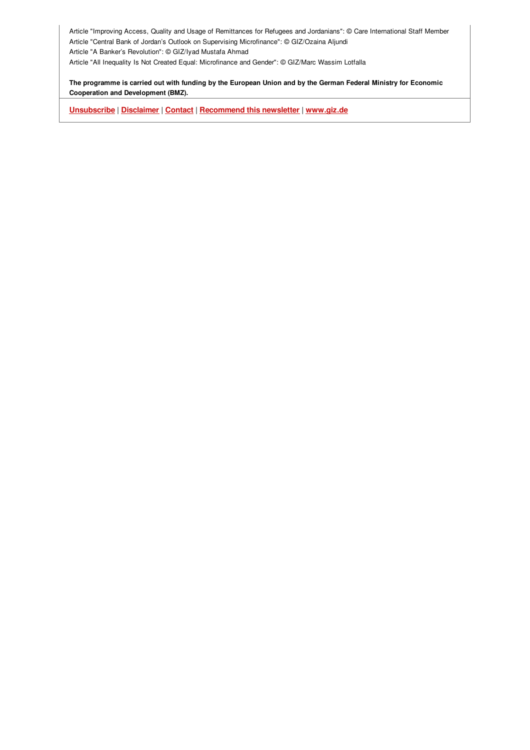Article "Improving Access, Quality and Usage of Remittances for Refugees and Jordanians": © Care International Staff Member
Article "Central Bank of Jordan's Outlook on Supervising Microfinance": © GIZ/Ozaina Aljundi
Article "A Banker's Revolution": © GIZ/Iyad Mustafa Ahmad
Article "All Inequality Is Not Created Equal: Microfinance and Gender": © GIZ/Marc Wassim Lotfalla

**The programme is carried out with funding by the European Union and by the German Federal Ministry for Economic Cooperation and Development (BMZ).**

**Unsubscribe** | **Disclaimer** | **Contact** | **Recommend this newsletter** | **www.giz.de**